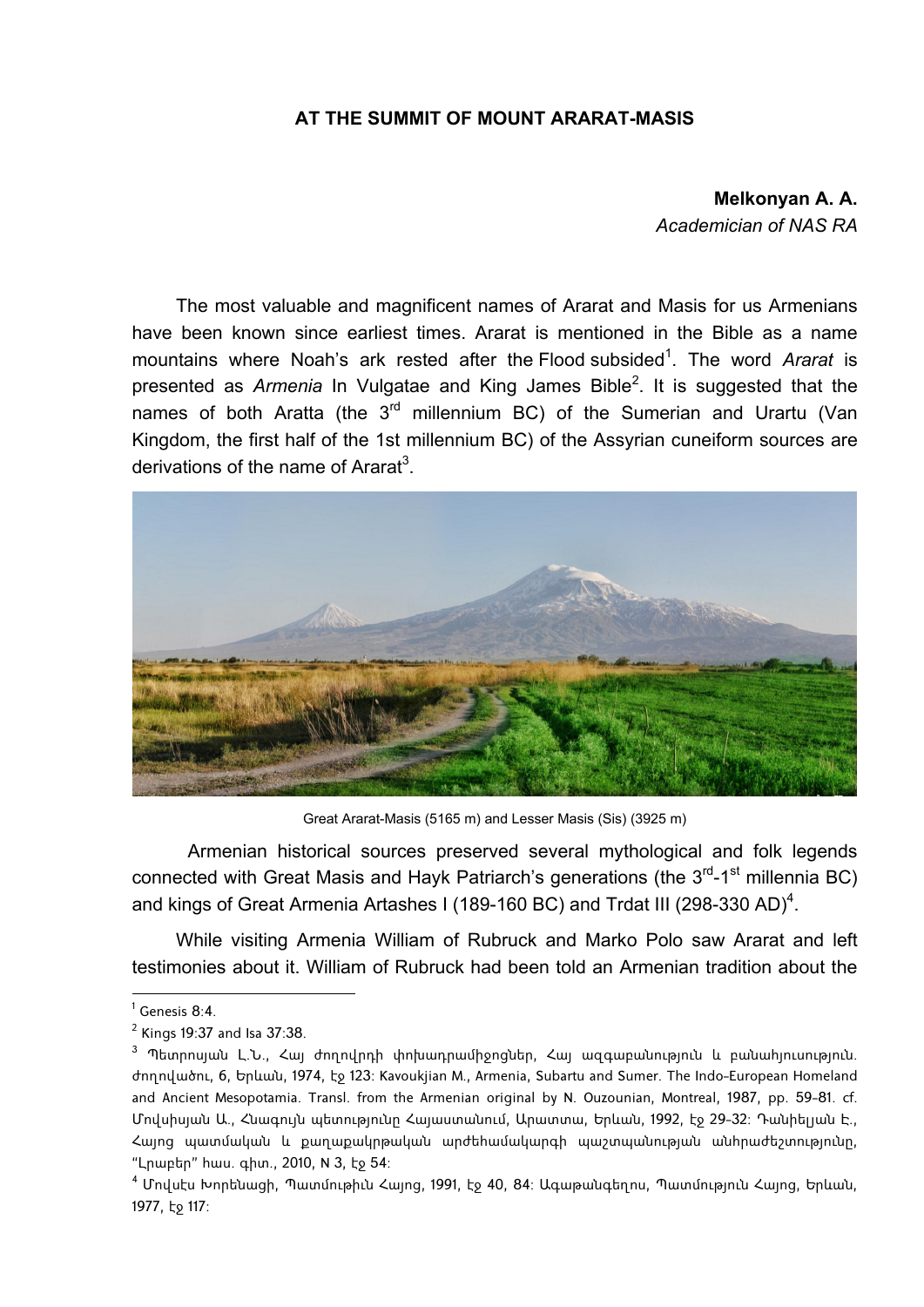# AT THE SUMMIT OF MOUNT ARARAT-MASIS

**Melkonyan A. A.**
*Academician of NAS RA*

The most valuable and magnificent names of Ararat and Masis for us Armenians have been known since earliest times. Ararat is mentioned in the Bible as a name mountains where Noah's ark rested after the Flood subsided[1]. The word *Ararat* is presented as *Armenia* In Vulgatae and King James Bible[2]. It is suggested that the names of both Aratta (the 3rd millennium BC) of the Sumerian and Urartu (Van Kingdom, the first half of the 1st millennium BC) of the Assyrian cuneiform sources are derivations of the name of Ararat[3].

Great Ararat-Masis (5165 m) and Lesser Masis (Sis) (3925 m)

Armenian historical sources preserved several mythological and folk legends connected with Great Masis and Hayk Patriarch's generations (the 3rd-1st millennia BC) and kings of Great Armenia Artashes I (189-160 BC) and Trdat III (298-330 AD)[4].

While visiting Armenia William of Rubruck and Marko Polo saw Ararat and left testimonies about it. William of Rubruck had been told an Armenian tradition about the

---

[1] Genesis 8:4.

[2] Kings 19:37 and Isa 37:38.

[3] Պետրոսյան Լ.Ն., Հայ ժողովրդի փոխադրամիջոցներ, Հայ ազգաբանություն և բանահյուսություն. ժողովածու, 6, Երևան, 1974, էջ 123: Kavoukjian M., Armenia, Subartu and Sumer. The Indo-European Homeland and Ancient Mesopotamia. Transl. from the Armenian original by N. Ouzounian, Montreal, 1987, pp. 59-81. cf. Մովսիսյան Ա., Հնագույն պետությունը Հայաստանում, Արատտա, Երևան, 1992, էջ 29-32: Դանիելյան Է., Հայոց պատմական և քաղաքակրթական արժեհամակարգի պաշտպանության անհրաժեշտությունը, "Լրաբեր" հաս. գիտ., 2010, N 3, էջ 54:

[4] Մովսէս Խորենացի, Պատմութիւն Հայոց, 1991, էջ 40, 84: Ագաթանգեղոս, Պատմություն Հայոց, Երևան, 1977, էջ 117: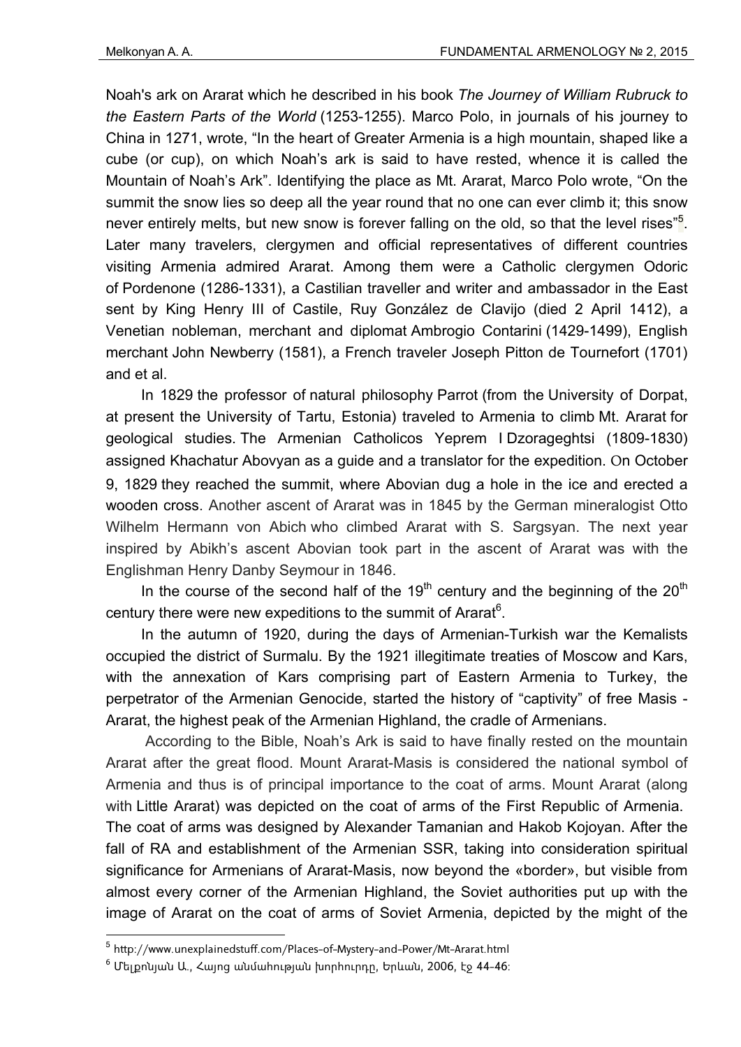Noah's ark on Ararat which he described in his book *The Journey of William Rubruck to the Eastern Parts of the World* (1253-1255). Marco Polo, in journals of his journey to China in 1271, wrote, “In the heart of Greater Armenia is a high mountain, shaped like a cube (or cup), on which Noah’s ark is said to have rested, whence it is called the Mountain of Noah’s Ark”. Identifying the place as Mt. Ararat, Marco Polo wrote, “On the summit the snow lies so deep all the year round that no one can ever climb it; this snow never entirely melts, but new snow is forever falling on the old, so that the level rises”[5]. Later many travelers, clergymen and official representatives of different countries visiting Armenia admired Ararat. Among them were a Catholic clergymen Odoric of Pordenone (1286-1331), a Castilian traveller and writer and ambassador in the East sent by King Henry III of Castile, Ruy González de Clavijo (died 2 April 1412), a Venetian nobleman, merchant and diplomat Ambrogio Contarini (1429-1499), English merchant John Newberry (1581), a French traveler Joseph Pitton de Tournefort (1701) and et al.

In 1829 the professor of natural philosophy Parrot (from the University of Dorpat, at present the University of Tartu, Estonia) traveled to Armenia to climb Mt. Ararat for geological studies. The Armenian Catholicos Yeprem I Dzorageghtsi (1809-1830) assigned Khachatur Abovyan as a guide and a translator for the expedition. On October 9, 1829 they reached the summit, where Abovian dug a hole in the ice and erected a wooden cross. Another ascent of Ararat was in 1845 by the German mineralogist Otto Wilhelm Hermann von Abich who climbed Ararat with S. Sargsyan. The next year inspired by Abikh’s ascent Abovian took part in the ascent of Ararat was with the Englishman Henry Danby Seymour in 1846.

In the course of the second half of the 19th century and the beginning of the 20th century there were new expeditions to the summit of Ararat[6].

In the autumn of 1920, during the days of Armenian-Turkish war the Kemalists occupied the district of Surmalu. By the 1921 illegitimate treaties of Moscow and Kars, with the annexation of Kars comprising part of Eastern Armenia to Turkey, the perpetrator of the Armenian Genocide, started the history of “captivity” of free Masis - Ararat, the highest peak of the Armenian Highland, the cradle of Armenians.

According to the Bible, Noah’s Ark is said to have finally rested on the mountain Ararat after the great flood. Mount Ararat-Masis is considered the national symbol of Armenia and thus is of principal importance to the coat of arms. Mount Ararat (along with Little Ararat) was depicted on the coat of arms of the First Republic of Armenia. The coat of arms was designed by Alexander Tamanian and Hakob Kojoyan. After the fall of RA and establishment of the Armenian SSR, taking into consideration spiritual significance for Armenians of Ararat-Masis, now beyond the «border», but visible from almost every corner of the Armenian Highland, the Soviet authorities put up with the image of Ararat on the coat of arms of Soviet Armenia, depicted by the might of the

---

[5] http://www.unexplainedstuff.com/Places-of-Mystery-and-Power/Mt-Ararat.html

[6] Մելքոնյան Ա., Հայոց անմահության խորհուրդը, Երևան, 2006, էջ 44-46: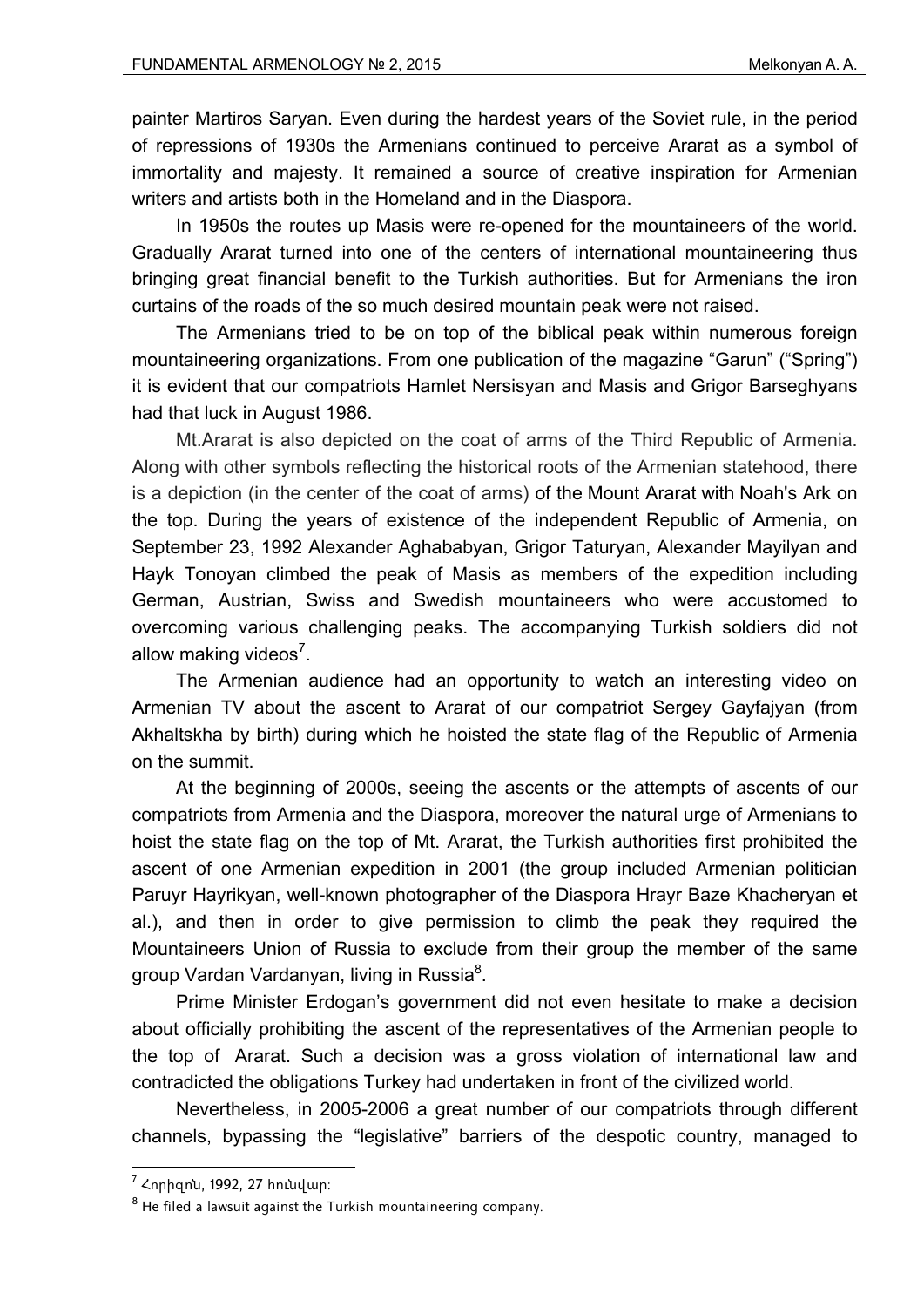painter Martiros Saryan. Even during the hardest years of the Soviet rule, in the period of repressions of 1930s the Armenians continued to perceive Ararat as a symbol of immortality and majesty. It remained a source of creative inspiration for Armenian writers and artists both in the Homeland and in the Diaspora.

In 1950s the routes up Masis were re-opened for the mountaineers of the world. Gradually Ararat turned into one of the centers of international mountaineering thus bringing great financial benefit to the Turkish authorities. But for Armenians the iron curtains of the roads of the so much desired mountain peak were not raised.

The Armenians tried to be on top of the biblical peak within numerous foreign mountaineering organizations. From one publication of the magazine "Garun" ("Spring") it is evident that our compatriots Hamlet Nersisyan and Masis and Grigor Barseghyans had that luck in August 1986.

Mt.Ararat is also depicted on the coat of arms of the Third Republic of Armenia. Along with other symbols reflecting the historical roots of the Armenian statehood, there is a depiction (in the center of the coat of arms) of the Mount Ararat with Noah's Ark on the top. During the years of existence of the independent Republic of Armenia, on September 23, 1992 Alexander Aghababyan, Grigor Taturyan, Alexander Mayilyan and Hayk Tonoyan climbed the peak of Masis as members of the expedition including German, Austrian, Swiss and Swedish mountaineers who were accustomed to overcoming various challenging peaks. The accompanying Turkish soldiers did not allow making videos[7].

The Armenian audience had an opportunity to watch an interesting video on Armenian TV about the ascent to Ararat of our compatriot Sergey Gayfajyan (from Akhaltskha by birth) during which he hoisted the state flag of the Republic of Armenia on the summit.

At the beginning of 2000s, seeing the ascents or the attempts of ascents of our compatriots from Armenia and the Diaspora, moreover the natural urge of Armenians to hoist the state flag on the top of Mt. Ararat, the Turkish authorities first prohibited the ascent of one Armenian expedition in 2001 (the group included Armenian politician Paruyr Hayrikyan, well-known photographer of the Diaspora Hrayr Baze Khacheryan et al.), and then in order to give permission to climb the peak they required the Mountaineers Union of Russia to exclude from their group the member of the same group Vardan Vardanyan, living in Russia[8].

Prime Minister Erdogan's government did not even hesitate to make a decision about officially prohibiting the ascent of the representatives of the Armenian people to the top of Ararat. Such a decision was a gross violation of international law and contradicted the obligations Turkey had undertaken in front of the civilized world.

Nevertheless, in 2005-2006 a great number of our compatriots through different channels, bypassing the "legislative" barriers of the despotic country, managed to

---

[7] Հորիզոն, 1992, 27 հունվար։

[8] He filed a lawsuit against the Turkish mountaineering company.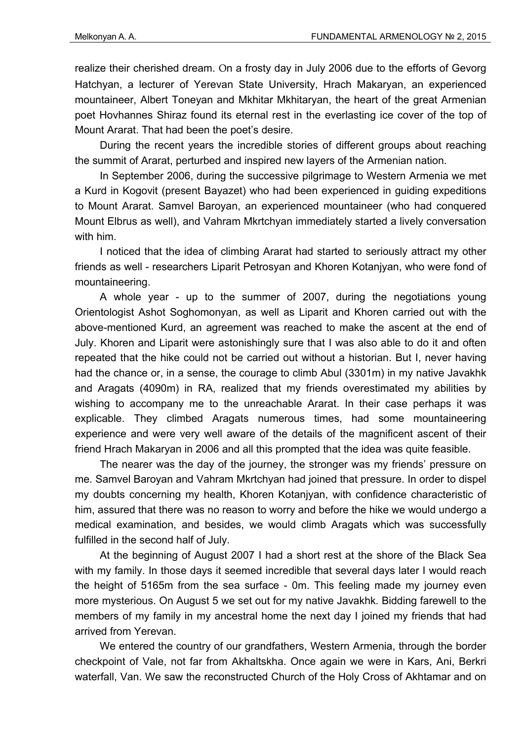realize their cherished dream. On a frosty day in July 2006 due to the efforts of Gevorg Hatchyan, a lecturer of Yerevan State University, Hrach Makaryan, an experienced mountaineer, Albert Toneyan and Mkhitar Mkhitaryan, the heart of the great Armenian poet Hovhannes Shiraz found its eternal rest in the everlasting ice cover of the top of Mount Ararat. That had been the poet's desire.

During the recent years the incredible stories of different groups about reaching the summit of Ararat, perturbed and inspired new layers of the Armenian nation.

In September 2006, during the successive pilgrimage to Western Armenia we met a Kurd in Kogovit (present Bayazet) who had been experienced in guiding expeditions to Mount Ararat. Samvel Baroyan, an experienced mountaineer (who had conquered Mount Elbrus as well), and Vahram Mkrtchyan immediately started a lively conversation with him.

I noticed that the idea of climbing Ararat had started to seriously attract my other friends as well - researchers Liparit Petrosyan and Khoren Kotanjyan, who were fond of mountaineering.

A whole year - up to the summer of 2007, during the negotiations young Orientologist Ashot Soghomonyan, as well as Liparit and Khoren carried out with the above-mentioned Kurd, an agreement was reached to make the ascent at the end of July. Khoren and Liparit were astonishingly sure that I was also able to do it and often repeated that the hike could not be carried out without a historian. But I, never having had the chance or, in a sense, the courage to climb Abul (3301m) in my native Javakhk and Aragats (4090m) in RA, realized that my friends overestimated my abilities by wishing to accompany me to the unreachable Ararat. In their case perhaps it was explicable. They climbed Aragats numerous times, had some mountaineering experience and were very well aware of the details of the magnificent ascent of their friend Hrach Makaryan in 2006 and all this prompted that the idea was quite feasible.

The nearer was the day of the journey, the stronger was my friends' pressure on me. Samvel Baroyan and Vahram Mkrtchyan had joined that pressure. In order to dispel my doubts concerning my health, Khoren Kotanjyan, with confidence characteristic of him, assured that there was no reason to worry and before the hike we would undergo a medical examination, and besides, we would climb Aragats which was successfully fulfilled in the second half of July.

At the beginning of August 2007 I had a short rest at the shore of the Black Sea with my family. In those days it seemed incredible that several days later I would reach the height of 5165m from the sea surface - 0m. This feeling made my journey even more mysterious. On August 5 we set out for my native Javakhk. Bidding farewell to the members of my family in my ancestral home the next day I joined my friends that had arrived from Yerevan.

We entered the country of our grandfathers, Western Armenia, through the border checkpoint of Vale, not far from Akhaltskha. Once again we were in Kars, Ani, Berkri waterfall, Van. We saw the reconstructed Church of the Holy Cross of Akhtamar and on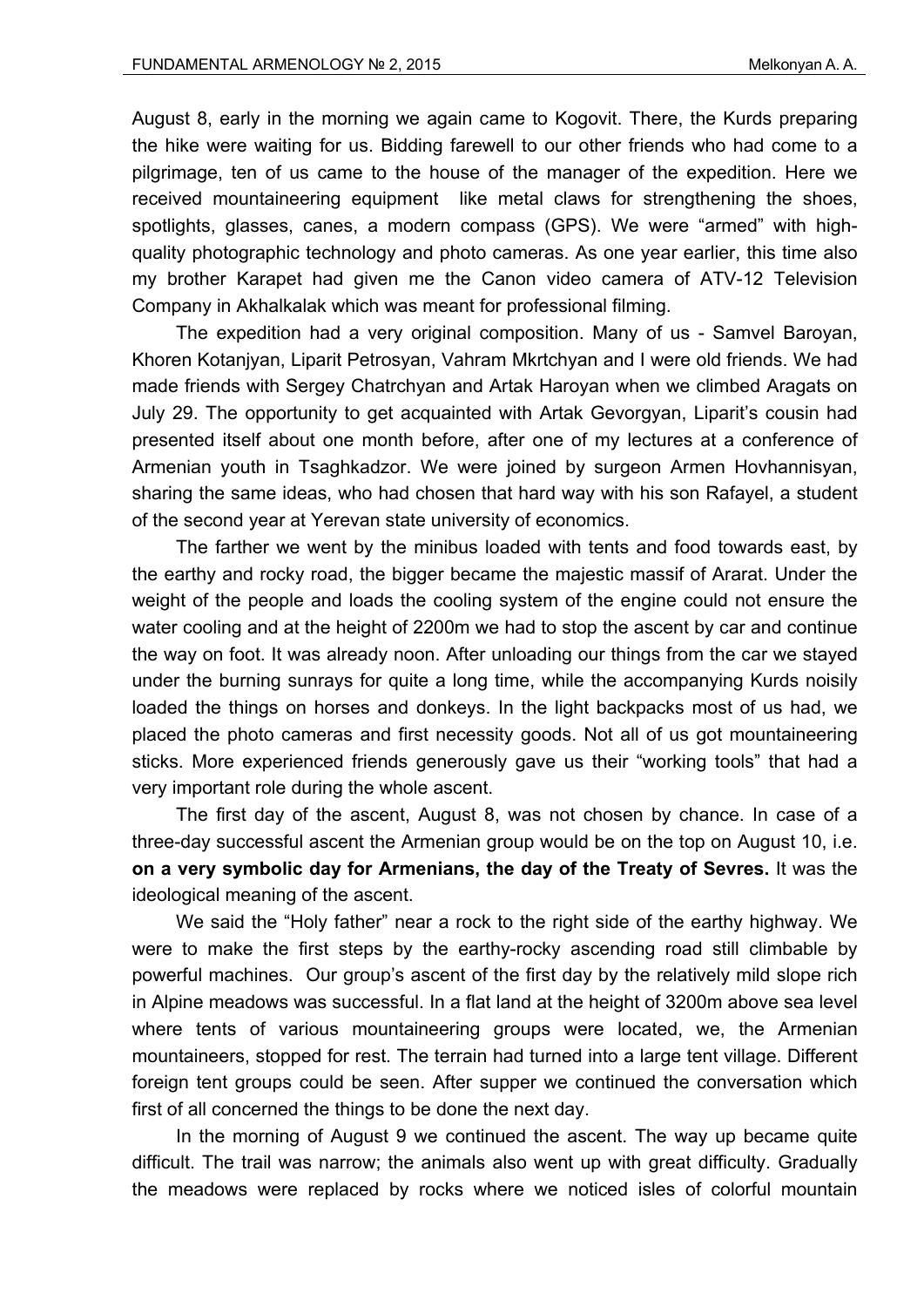August 8, early in the morning we again came to Kogovit. There, the Kurds preparing the hike were waiting for us. Bidding farewell to our other friends who had come to a pilgrimage, ten of us came to the house of the manager of the expedition. Here we received mountaineering equipment like metal claws for strengthening the shoes, spotlights, glasses, canes, a modern compass (GPS). We were "armed" with high-quality photographic technology and photo cameras. As one year earlier, this time also my brother Karapet had given me the Canon video camera of ATV-12 Television Company in Akhalkalak which was meant for professional filming.

The expedition had a very original composition. Many of us - Samvel Baroyan, Khoren Kotanjyan, Liparit Petrosyan, Vahram Mkrtchyan and I were old friends. We had made friends with Sergey Chatrchyan and Artak Haroyan when we climbed Aragats on July 29. The opportunity to get acquainted with Artak Gevorgyan, Liparit's cousin had presented itself about one month before, after one of my lectures at a conference of Armenian youth in Tsaghkadzor. We were joined by surgeon Armen Hovhannisyan, sharing the same ideas, who had chosen that hard way with his son Rafayel, a student of the second year at Yerevan state university of economics.

The farther we went by the minibus loaded with tents and food towards east, by the earthy and rocky road, the bigger became the majestic massif of Ararat. Under the weight of the people and loads the cooling system of the engine could not ensure the water cooling and at the height of 2200m we had to stop the ascent by car and continue the way on foot. It was already noon. After unloading our things from the car we stayed under the burning sunrays for quite a long time, while the accompanying Kurds noisily loaded the things on horses and donkeys. In the light backpacks most of us had, we placed the photo cameras and first necessity goods. Not all of us got mountaineering sticks. More experienced friends generously gave us their "working tools" that had a very important role during the whole ascent.

The first day of the ascent, August 8, was not chosen by chance. In case of a three-day successful ascent the Armenian group would be on the top on August 10, i.e. **on a very symbolic day for Armenians, the day of the Treaty of Sevres.** It was the ideological meaning of the ascent.

We said the "Holy father" near a rock to the right side of the earthy highway. We were to make the first steps by the earthy-rocky ascending road still climbable by powerful machines. Our group's ascent of the first day by the relatively mild slope rich in Alpine meadows was successful. In a flat land at the height of 3200m above sea level where tents of various mountaineering groups were located, we, the Armenian mountaineers, stopped for rest. The terrain had turned into a large tent village. Different foreign tent groups could be seen. After supper we continued the conversation which first of all concerned the things to be done the next day.

In the morning of August 9 we continued the ascent. The way up became quite difficult. The trail was narrow; the animals also went up with great difficulty. Gradually the meadows were replaced by rocks where we noticed isles of colorful mountain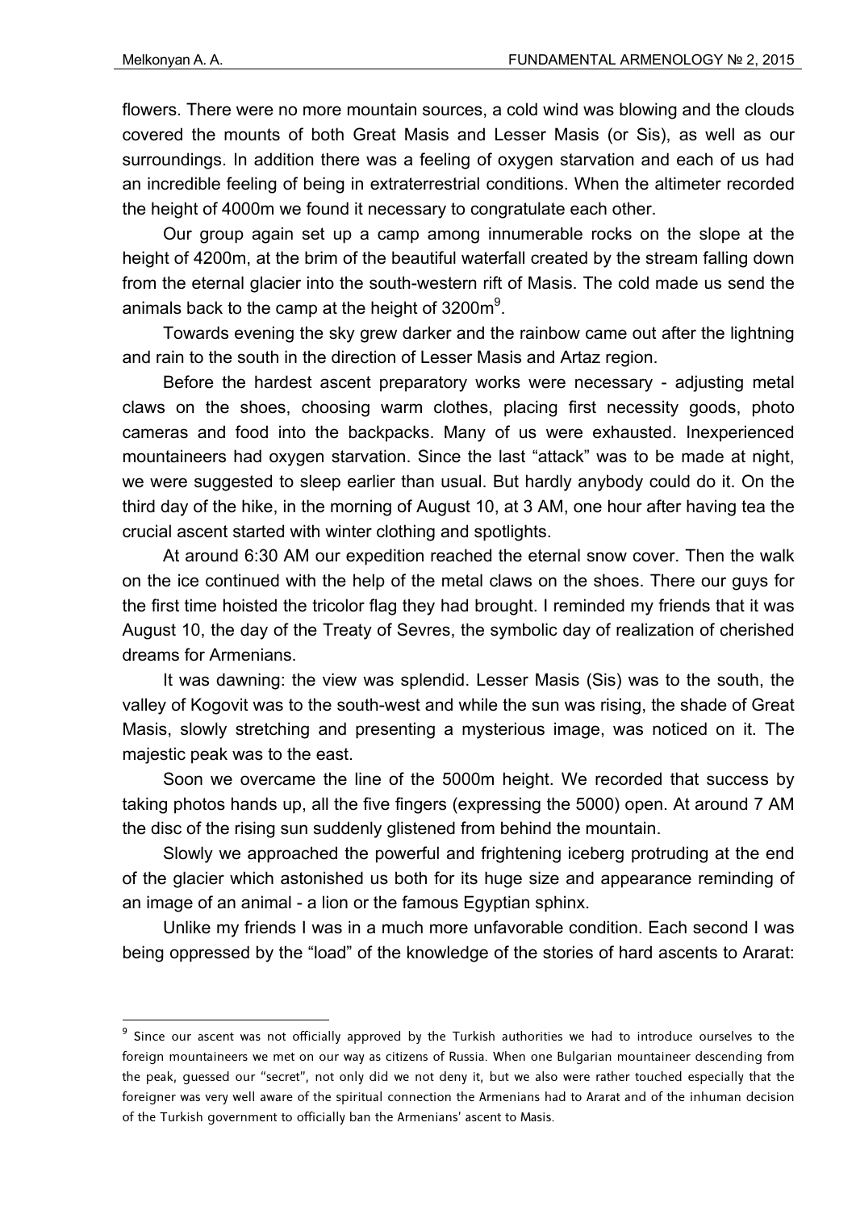flowers. There were no more mountain sources, a cold wind was blowing and the clouds covered the mounts of both Great Masis and Lesser Masis (or Sis), as well as our surroundings. In addition there was a feeling of oxygen starvation and each of us had an incredible feeling of being in extraterrestrial conditions. When the altimeter recorded the height of 4000m we found it necessary to congratulate each other.

Our group again set up a camp among innumerable rocks on the slope at the height of 4200m, at the brim of the beautiful waterfall created by the stream falling down from the eternal glacier into the south-western rift of Masis. The cold made us send the animals back to the camp at the height of 3200m[9].

Towards evening the sky grew darker and the rainbow came out after the lightning and rain to the south in the direction of Lesser Masis and Artaz region.

Before the hardest ascent preparatory works were necessary - adjusting metal claws on the shoes, choosing warm clothes, placing first necessity goods, photo cameras and food into the backpacks. Many of us were exhausted. Inexperienced mountaineers had oxygen starvation. Since the last "attack" was to be made at night, we were suggested to sleep earlier than usual. But hardly anybody could do it. On the third day of the hike, in the morning of August 10, at 3 AM, one hour after having tea the crucial ascent started with winter clothing and spotlights.

At around 6:30 AM our expedition reached the eternal snow cover. Then the walk on the ice continued with the help of the metal claws on the shoes. There our guys for the first time hoisted the tricolor flag they had brought. I reminded my friends that it was August 10, the day of the Treaty of Sevres, the symbolic day of realization of cherished dreams for Armenians.

It was dawning: the view was splendid. Lesser Masis (Sis) was to the south, the valley of Kogovit was to the south-west and while the sun was rising, the shade of Great Masis, slowly stretching and presenting a mysterious image, was noticed on it. The majestic peak was to the east.

Soon we overcame the line of the 5000m height. We recorded that success by taking photos hands up, all the five fingers (expressing the 5000) open. At around 7 AM the disc of the rising sun suddenly glistened from behind the mountain.

Slowly we approached the powerful and frightening iceberg protruding at the end of the glacier which astonished us both for its huge size and appearance reminding of an image of an animal - a lion or the famous Egyptian sphinx.

Unlike my friends I was in a much more unfavorable condition. Each second I was being oppressed by the "load" of the knowledge of the stories of hard ascents to Ararat:

---

[9] Since our ascent was not officially approved by the Turkish authorities we had to introduce ourselves to the foreign mountaineers we met on our way as citizens of Russia. When one Bulgarian mountaineer descending from the peak, guessed our "secret", not only did we not deny it, but we also were rather touched especially that the foreigner was very well aware of the spiritual connection the Armenians had to Ararat and of the inhuman decision of the Turkish government to officially ban the Armenians' ascent to Masis.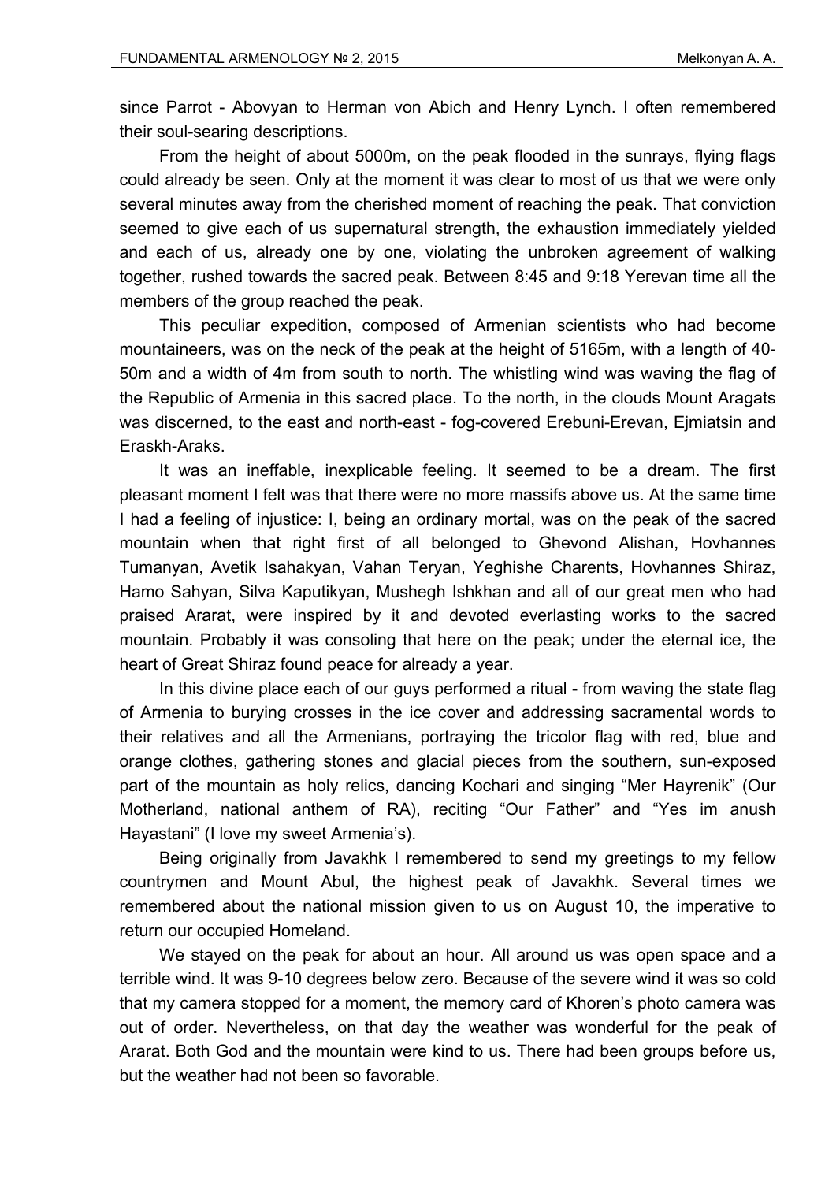since Parrot - Abovyan to Herman von Abich and Henry Lynch. I often remembered their soul-searing descriptions.

From the height of about 5000m, on the peak flooded in the sunrays, flying flags could already be seen. Only at the moment it was clear to most of us that we were only several minutes away from the cherished moment of reaching the peak. That conviction seemed to give each of us supernatural strength, the exhaustion immediately yielded and each of us, already one by one, violating the unbroken agreement of walking together, rushed towards the sacred peak. Between 8:45 and 9:18 Yerevan time all the members of the group reached the peak.

This peculiar expedition, composed of Armenian scientists who had become mountaineers, was on the neck of the peak at the height of 5165m, with a length of 40-50m and a width of 4m from south to north. The whistling wind was waving the flag of the Republic of Armenia in this sacred place. To the north, in the clouds Mount Aragats was discerned, to the east and north-east - fog-covered Erebuni-Erevan, Ejmiatsin and Eraskh-Araks.

It was an ineffable, inexplicable feeling. It seemed to be a dream. The first pleasant moment I felt was that there were no more massifs above us. At the same time I had a feeling of injustice: I, being an ordinary mortal, was on the peak of the sacred mountain when that right first of all belonged to Ghevond Alishan, Hovhannes Tumanyan, Avetik Isahakyan, Vahan Teryan, Yeghishe Charents, Hovhannes Shiraz, Hamo Sahyan, Silva Kaputikyan, Mushegh Ishkhan and all of our great men who had praised Ararat, were inspired by it and devoted everlasting works to the sacred mountain. Probably it was consoling that here on the peak; under the eternal ice, the heart of Great Shiraz found peace for already a year.

In this divine place each of our guys performed a ritual - from waving the state flag of Armenia to burying crosses in the ice cover and addressing sacramental words to their relatives and all the Armenians, portraying the tricolor flag with red, blue and orange clothes, gathering stones and glacial pieces from the southern, sun-exposed part of the mountain as holy relics, dancing Kochari and singing “Mer Hayrenik” (Our Motherland, national anthem of RA), reciting “Our Father” and “Yes im anush Hayastani” (I love my sweet Armenia’s).

Being originally from Javakhk I remembered to send my greetings to my fellow countrymen and Mount Abul, the highest peak of Javakhk. Several times we remembered about the national mission given to us on August 10, the imperative to return our occupied Homeland.

We stayed on the peak for about an hour. All around us was open space and a terrible wind. It was 9-10 degrees below zero. Because of the severe wind it was so cold that my camera stopped for a moment, the memory card of Khoren’s photo camera was out of order. Nevertheless, on that day the weather was wonderful for the peak of Ararat. Both God and the mountain were kind to us. There had been groups before us, but the weather had not been so favorable.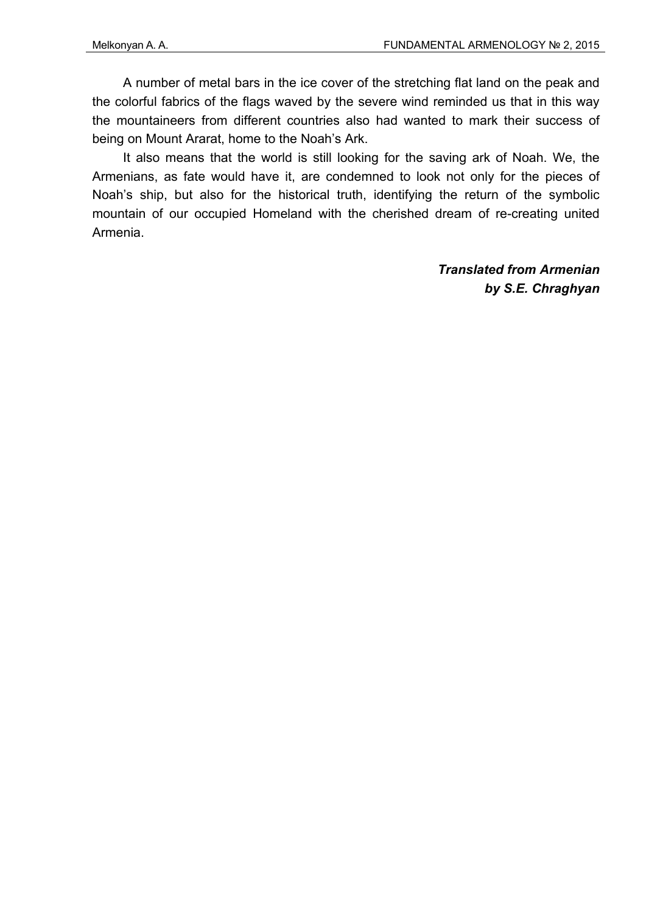A number of metal bars in the ice cover of the stretching flat land on the peak and the colorful fabrics of the flags waved by the severe wind reminded us that in this way the mountaineers from different countries also had wanted to mark their success of being on Mount Ararat, home to the Noah's Ark.

It also means that the world is still looking for the saving ark of Noah. We, the Armenians, as fate would have it, are condemned to look not only for the pieces of Noah's ship, but also for the historical truth, identifying the return of the symbolic mountain of our occupied Homeland with the cherished dream of re-creating united Armenia.

***Translated from Armenian***
***by S.E. Chraghyan***